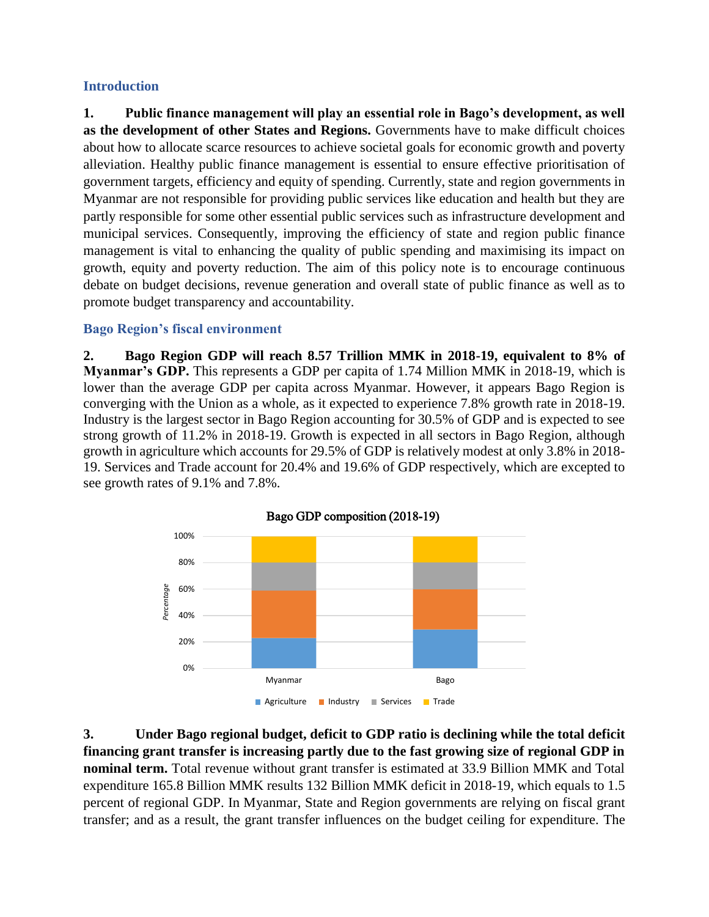## Introduction

**1. Public finance management will play an essential role in Bago's development, as well as the development of other States and Regions.** Governments have to make difficult choices about how to allocate scarce resources to achieve societal goals for economic growth and poverty alleviation. Healthy public finance management is essential to ensure effective prioritisation of government targets, efficiency and equity of spending. Currently, state and region governments in Myanmar are not responsible for providing public services like education and health but they are partly responsible for some other essential public services such as infrastructure development and municipal services. Consequently, improving the efficiency of state and region public finance management is vital to enhancing the quality of public spending and maximising its impact on growth, equity and poverty reduction. The aim of this policy note is to encourage continuous debate on budget decisions, revenue generation and overall state of public finance as well as to promote budget transparency and accountability.

## Bago Region's fiscal environment

**2. Bago Region GDP will reach 8.57 Trillion MMK in 2018-19, equivalent to 8% of Myanmar's GDP.** This represents a GDP per capita of 1.74 Million MMK in 2018-19, which is lower than the average GDP per capita across Myanmar. However, it appears Bago Region is converging with the Union as a whole, as it expected to experience 7.8% growth rate in 2018-19. Industry is the largest sector in Bago Region accounting for 30.5% of GDP and is expected to see strong growth of 11.2% in 2018-19. Growth is expected in all sectors in Bago Region, although growth in agriculture which accounts for 29.5% of GDP is relatively modest at only 3.8% in 2018-19. Services and Trade account for 20.4% and 19.6% of GDP respectively, which are excepted to see growth rates of 9.1% and 7.8%.

**3. Under Bago regional budget, deficit to GDP ratio is declining while the total deficit financing grant transfer is increasing partly due to the fast growing size of regional GDP in nominal term.** Total revenue without grant transfer is estimated at 33.9 Billion MMK and Total expenditure 165.8 Billion MMK results 132 Billion MMK deficit in 2018-19, which equals to 1.5 percent of regional GDP. In Myanmar, State and Region governments are relying on fiscal grant transfer; and as a result, the grant transfer influences on the budget ceiling for expenditure. The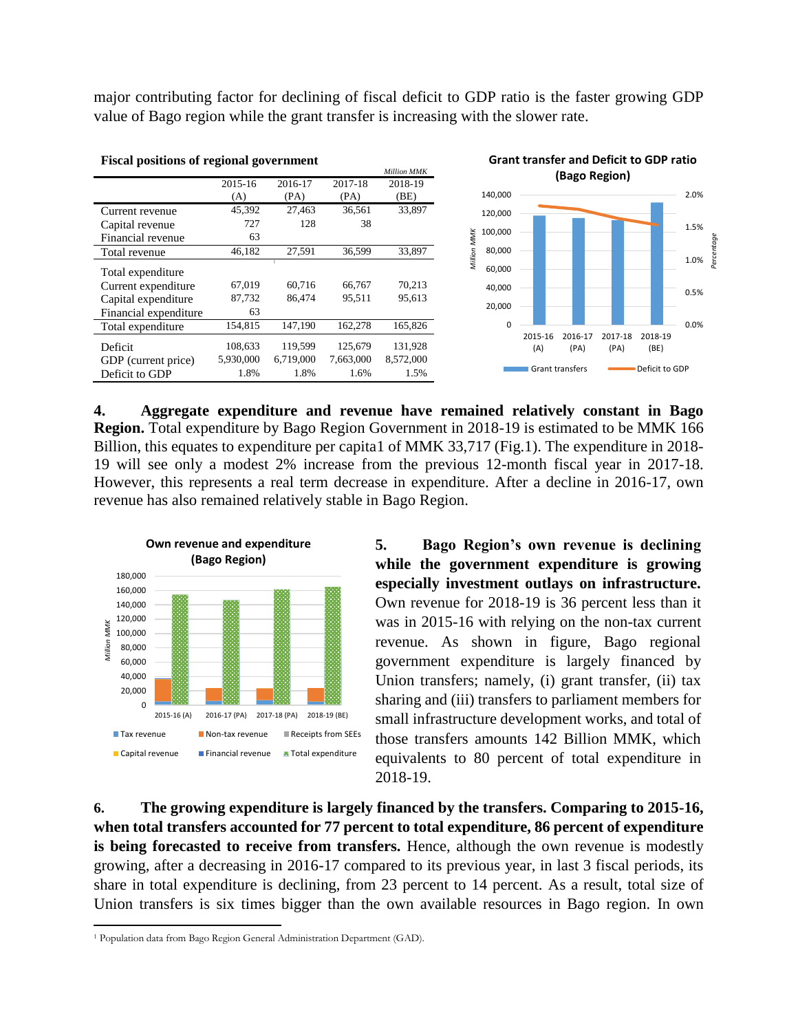major contributing factor for declining of fiscal deficit to GDP ratio is the faster growing GDP value of Bago region while the grant transfer is increasing with the slower rate.

**Fiscal positions of regional government**

*Million MMK*

| | 2015-16 (A) | 2016-17 (PA) | 2017-18 (PA) | 2018-19 (BE) |
|---|---|---|---|---|
| Current revenue | 45,392 | 27,463 | 36,561 | 33,897 |
| Capital revenue | 727 | 128 | 38 | |
| Financial revenue | 63 | | | |
| Total revenue | 46,182 | 27,591 | 36,599 | 33,897 |
| Total expenditure | | | | |
| Current expenditure | 67,019 | 60,716 | 66,767 | 70,213 |
| Capital expenditure | 87,732 | 86,474 | 95,511 | 95,613 |
| Financial expenditure | 63 | | | |
| Total expenditure | 154,815 | 147,190 | 162,278 | 165,826 |
| Deficit | 108,633 | 119,599 | 125,679 | 131,928 |
| GDP (current price) | 5,930,000 | 6,719,000 | 7,663,000 | 8,572,000 |
| Deficit to GDP | 1.8% | 1.8% | 1.6% | 1.5% |

**Grant transfer and Deficit to GDP ratio (Bago Region)**

**4. Aggregate expenditure and revenue have remained relatively constant in Bago Region.** Total expenditure by Bago Region Government in 2018-19 is estimated to be MMK 166 Billion, this equates to expenditure per capita[1] of MMK 33,717 (Fig.1). The expenditure in 2018-19 will see only a modest 2% increase from the previous 12-month fiscal year in 2017-18. However, this represents a real term decrease in expenditure. After a decline in 2016-17, own revenue has also remained relatively stable in Bago Region.

**Own revenue and expenditure (Bago Region)**

**5. Bago Region's own revenue is declining while the government expenditure is growing especially investment outlays on infrastructure.** Own revenue for 2018-19 is 36 percent less than it was in 2015-16 with relying on the non-tax current revenue. As shown in figure, Bago regional government expenditure is largely financed by Union transfers; namely, (i) grant transfer, (ii) tax sharing and (iii) transfers to parliament members for small infrastructure development works, and total of those transfers amounts 142 Billion MMK, which equivalents to 80 percent of total expenditure in 2018-19.

**6. The growing expenditure is largely financed by the transfers. Comparing to 2015-16, when total transfers accounted for 77 percent to total expenditure, 86 percent of expenditure is being forecasted to receive from transfers.** Hence, although the own revenue is modestly growing, after a decreasing in 2016-17 compared to its previous year, in last 3 fiscal periods, its share in total expenditure is declining, from 23 percent to 14 percent. As a result, total size of Union transfers is six times bigger than the own available resources in Bago region. In own

[1] Population data from Bago Region General Administration Department (GAD).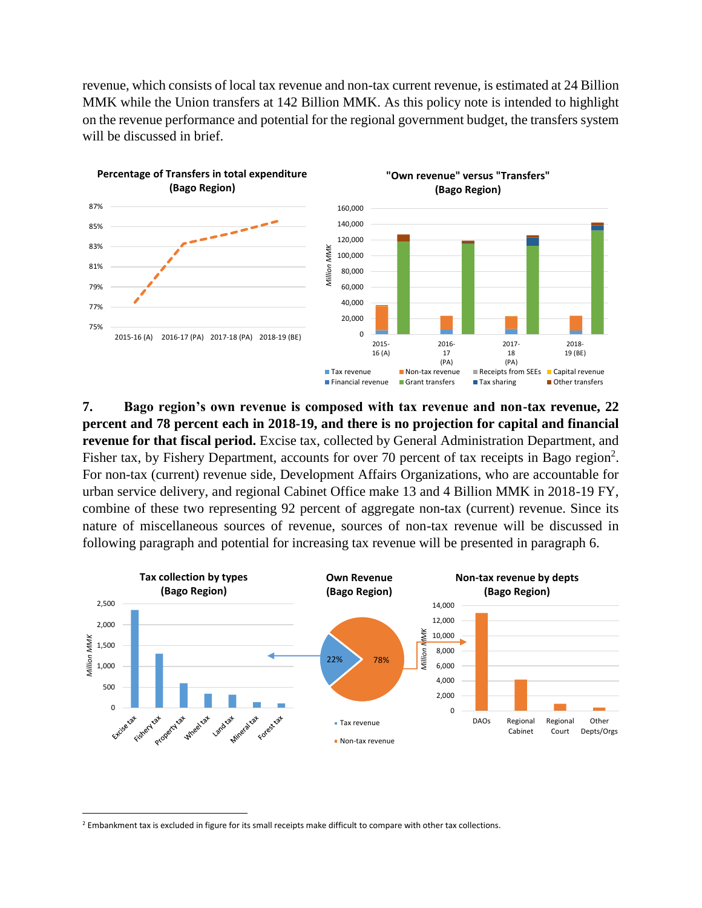revenue, which consists of local tax revenue and non-tax current revenue, is estimated at 24 Billion MMK while the Union transfers at 142 Billion MMK. As this policy note is intended to highlight on the revenue performance and potential for the regional government budget, the transfers system will be discussed in brief.

**7. Bago region's own revenue is composed with tax revenue and non-tax revenue, 22 percent and 78 percent each in 2018-19, and there is no projection for capital and financial revenue for that fiscal period.** Excise tax, collected by General Administration Department, and Fisher tax, by Fishery Department, accounts for over 70 percent of tax receipts in Bago region[2]. For non-tax (current) revenue side, Development Affairs Organizations, who are accountable for urban service delivery, and regional Cabinet Office make 13 and 4 Billion MMK in 2018-19 FY, combine of these two representing 92 percent of aggregate non-tax (current) revenue. Since its nature of miscellaneous sources of revenue, sources of non-tax revenue will be discussed in following paragraph and potential for increasing tax revenue will be presented in paragraph 6.

---

[2] Embankment tax is excluded in figure for its small receipts make difficult to compare with other tax collections.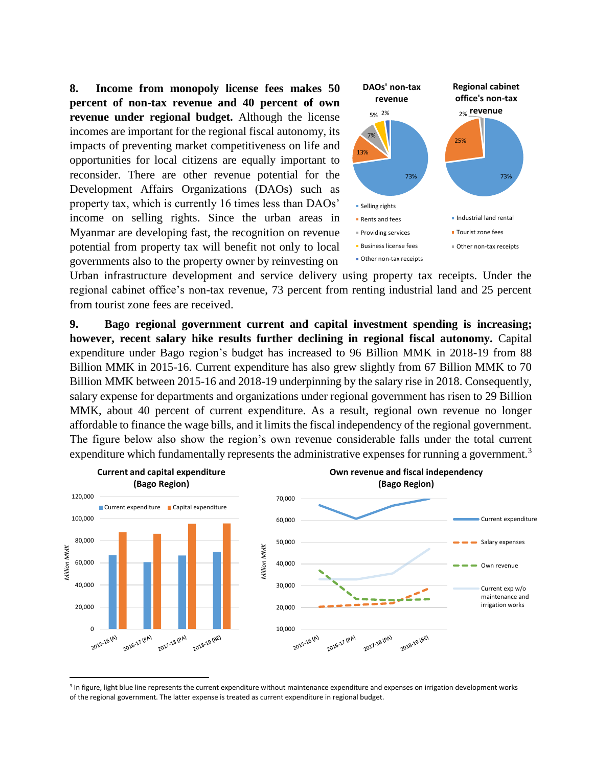**8. Income from monopoly license fees makes 50 percent of non-tax revenue and 40 percent of own revenue under regional budget.** Although the license incomes are important for the regional fiscal autonomy, its impacts of preventing market competitiveness on life and opportunities for local citizens are equally important to reconsider. There are other revenue potential for the Development Affairs Organizations (DAOs) such as property tax, which is currently 16 times less than DAOs' income on selling rights. Since the urban areas in Myanmar are developing fast, the recognition on revenue potential from property tax will benefit not only to local governments also to the property owner by reinvesting on Urban infrastructure development and service delivery using property tax receipts. Under the regional cabinet office's non-tax revenue, 73 percent from renting industrial land and 25 percent from tourist zone fees are received.

**DAOs' non-tax revenue**

| Category | Share |
|---|---|
| Selling rights | 73% |
| Rents and fees | 13% |
| Providing services | 7% |
| Business license fees | 5% |
| Other non-tax receipts | 2% |

**Regional cabinet office's non-tax revenue**

| Category | Share |
|---|---|
| Industrial land rental | 73% |
| Tourist zone fees | 25% |
| Other non-tax receipts | 2% |

**9. Bago regional government current and capital investment spending is increasing; however, recent salary hike results further declining in regional fiscal autonomy.** Capital expenditure under Bago region's budget has increased to 96 Billion MMK in 2018-19 from 88 Billion MMK in 2015-16. Current expenditure has also grew slightly from 67 Billion MMK to 70 Billion MMK between 2015-16 and 2018-19 underpinning by the salary rise in 2018. Consequently, salary expense for departments and organizations under regional government has risen to 29 Billion MMK, about 40 percent of current expenditure. As a result, regional own revenue no longer affordable to finance the wage bills, and it limits the fiscal independency of the regional government. The figure below also show the region's own revenue considerable falls under the total current expenditure which fundamentally represents the administrative expenses for running a government.[3]

**Current and capital expenditure (Bago Region)**

Million MMK; series: Current expenditure, Capital expenditure; years: 2015-16 (A), 2016-17 (PA), 2017-18 (PA), 2018-19 (BE)

**Own revenue and fiscal independency (Bago Region)**

Million MMK; series: Current expenditure, Salary expenses, Own revenue, Current exp w/o maintenance and irrigation works; years: 2015-16 (A), 2016-17 (PA), 2017-18 (PA), 2018-19 (BE)

[3] In figure, light blue line represents the current expenditure without maintenance expenditure and expenses on irrigation development works of the regional government. The latter expense is treated as current expenditure in regional budget.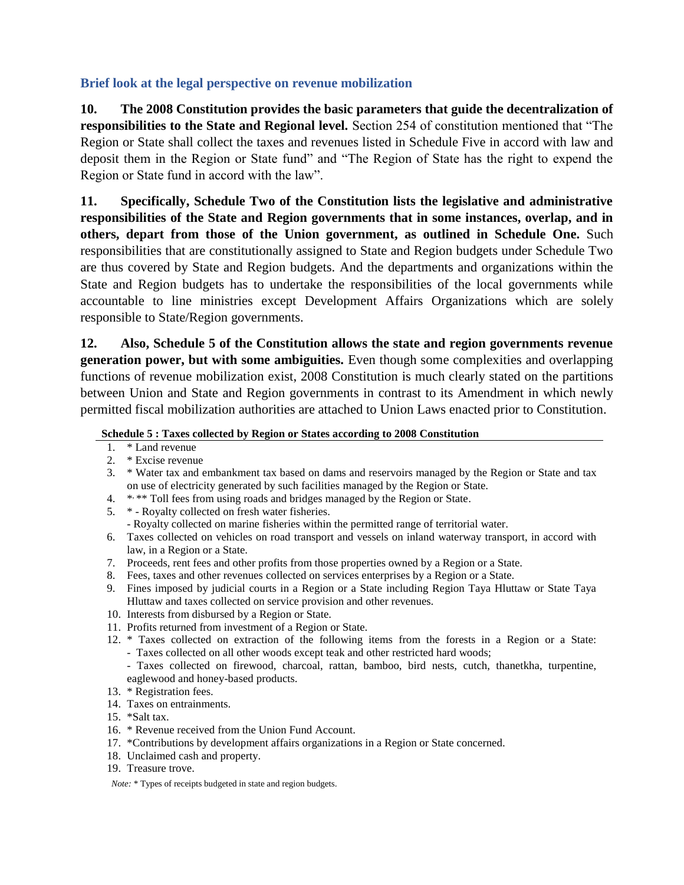### Brief look at the legal perspective on revenue mobilization

**10. The 2008 Constitution provides the basic parameters that guide the decentralization of responsibilities to the State and Regional level.** Section 254 of constitution mentioned that "The Region or State shall collect the taxes and revenues listed in Schedule Five in accord with law and deposit them in the Region or State fund" and "The Region of State has the right to expend the Region or State fund in accord with the law".

**11. Specifically, Schedule Two of the Constitution lists the legislative and administrative responsibilities of the State and Region governments that in some instances, overlap, and in others, depart from those of the Union government, as outlined in Schedule One.** Such responsibilities that are constitutionally assigned to State and Region budgets under Schedule Two are thus covered by State and Region budgets. And the departments and organizations within the State and Region budgets has to undertake the responsibilities of the local governments while accountable to line ministries except Development Affairs Organizations which are solely responsible to State/Region governments.

**12. Also, Schedule 5 of the Constitution allows the state and region governments revenue generation power, but with some ambiguities.** Even though some complexities and overlapping functions of revenue mobilization exist, 2008 Constitution is much clearly stated on the partitions between Union and State and Region governments in contrast to its Amendment in which newly permitted fiscal mobilization authorities are attached to Union Laws enacted prior to Constitution.

**Schedule 5 : Taxes collected by Region or States according to 2008 Constitution**

1. * Land revenue
2. * Excise revenue
3. * Water tax and embankment tax based on dams and reservoirs managed by the Region or State and tax on use of electricity generated by such facilities managed by the Region or State.
4. *, ** Toll fees from using roads and bridges managed by the Region or State.
5. * - Royalty collected on fresh water fisheries.
   - Royalty collected on marine fisheries within the permitted range of territorial water.
6. Taxes collected on vehicles on road transport and vessels on inland waterway transport, in accord with law, in a Region or a State.
7. Proceeds, rent fees and other profits from those properties owned by a Region or a State.
8. Fees, taxes and other revenues collected on services enterprises by a Region or a State.
9. Fines imposed by judicial courts in a Region or a State including Region Taya Hluttaw or State Taya Hluttaw and taxes collected on service provision and other revenues.
10. Interests from disbursed by a Region or State.
11. Profits returned from investment of a Region or State.
12. * Taxes collected on extraction of the following items from the forests in a Region or a State:
    - Taxes collected on all other woods except teak and other restricted hard woods;
    - Taxes collected on firewood, charcoal, rattan, bamboo, bird nests, cutch, thanetkha, turpentine, eaglewood and honey-based products.
13. * Registration fees.
14. Taxes on entrainments.
15. *Salt tax.
16. * Revenue received from the Union Fund Account.
17. *Contributions by development affairs organizations in a Region or State concerned.
18. Unclaimed cash and property.
19. Treasure trove.

*Note:* * Types of receipts budgeted in state and region budgets.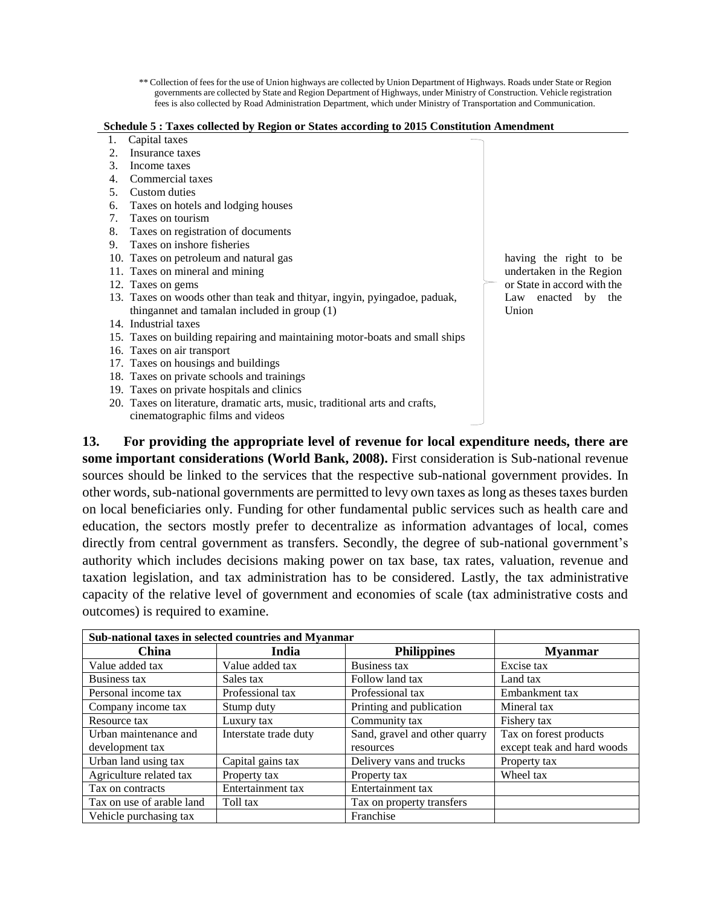** Collection of fees for the use of Union highways are collected by Union Department of Highways. Roads under State or Region governments are collected by State and Region Department of Highways, under Ministry of Construction. Vehicle registration fees is also collected by Road Administration Department, which under Ministry of Transportation and Communication.

**Schedule 5 : Taxes collected by Region or States according to 2015 Constitution Amendment**

1. Capital taxes
2. Insurance taxes
3. Income taxes
4. Commercial taxes
5. Custom duties
6. Taxes on hotels and lodging houses
7. Taxes on tourism
8. Taxes on registration of documents
9. Taxes on inshore fisheries
10. Taxes on petroleum and natural gas
11. Taxes on mineral and mining
12. Taxes on gems
13. Taxes on woods other than teak and thityar, ingyin, pyingadoe, paduak, thingannet and tamalan included in group (1)
14. Industrial taxes
15. Taxes on building repairing and maintaining motor-boats and small ships
16. Taxes on air transport
17. Taxes on housings and buildings
18. Taxes on private schools and trainings
19. Taxes on private hospitals and clinics
20. Taxes on literature, dramatic arts, music, traditional arts and crafts, cinematographic films and videos

(Items 1–20:) having the right to be undertaken in the Region or State in accord with the Law enacted by the Union

**13. For providing the appropriate level of revenue for local expenditure needs, there are some important considerations (World Bank, 2008).** First consideration is Sub-national revenue sources should be linked to the services that the respective sub-national government provides. In other words, sub-national governments are permitted to levy own taxes as long as theses taxes burden on local beneficiaries only. Funding for other fundamental public services such as health care and education, the sectors mostly prefer to decentralize as information advantages of local, comes directly from central government as transfers. Secondly, the degree of sub-national government's authority which includes decisions making power on tax base, tax rates, valuation, revenue and taxation legislation, and tax administration has to be considered. Lastly, the tax administrative capacity of the relative level of government and economies of scale (tax administrative costs and outcomes) is required to examine.

| **Sub-national taxes in selected countries and Myanmar** | | | |
|---|---|---|---|
| **China** | **India** | **Philippines** | **Myanmar** |
| Value added tax | Value added tax | Business tax | Excise tax |
| Business tax | Sales tax | Follow land tax | Land tax |
| Personal income tax | Professional tax | Professional tax | Embankment tax |
| Company income tax | Stump duty | Printing and publication | Mineral tax |
| Resource tax | Luxury tax | Community tax | Fishery tax |
| Urban maintenance and development tax | Interstate trade duty | Sand, gravel and other quarry resources | Tax on forest products except teak and hard woods |
| Urban land using tax | Capital gains tax | Delivery vans and trucks | Property tax |
| Agriculture related tax | Property tax | Property tax | Wheel tax |
| Tax on contracts | Entertainment tax | Entertainment tax | |
| Tax on use of arable land | Toll tax | Tax on property transfers | |
| Vehicle purchasing tax | | Franchise | |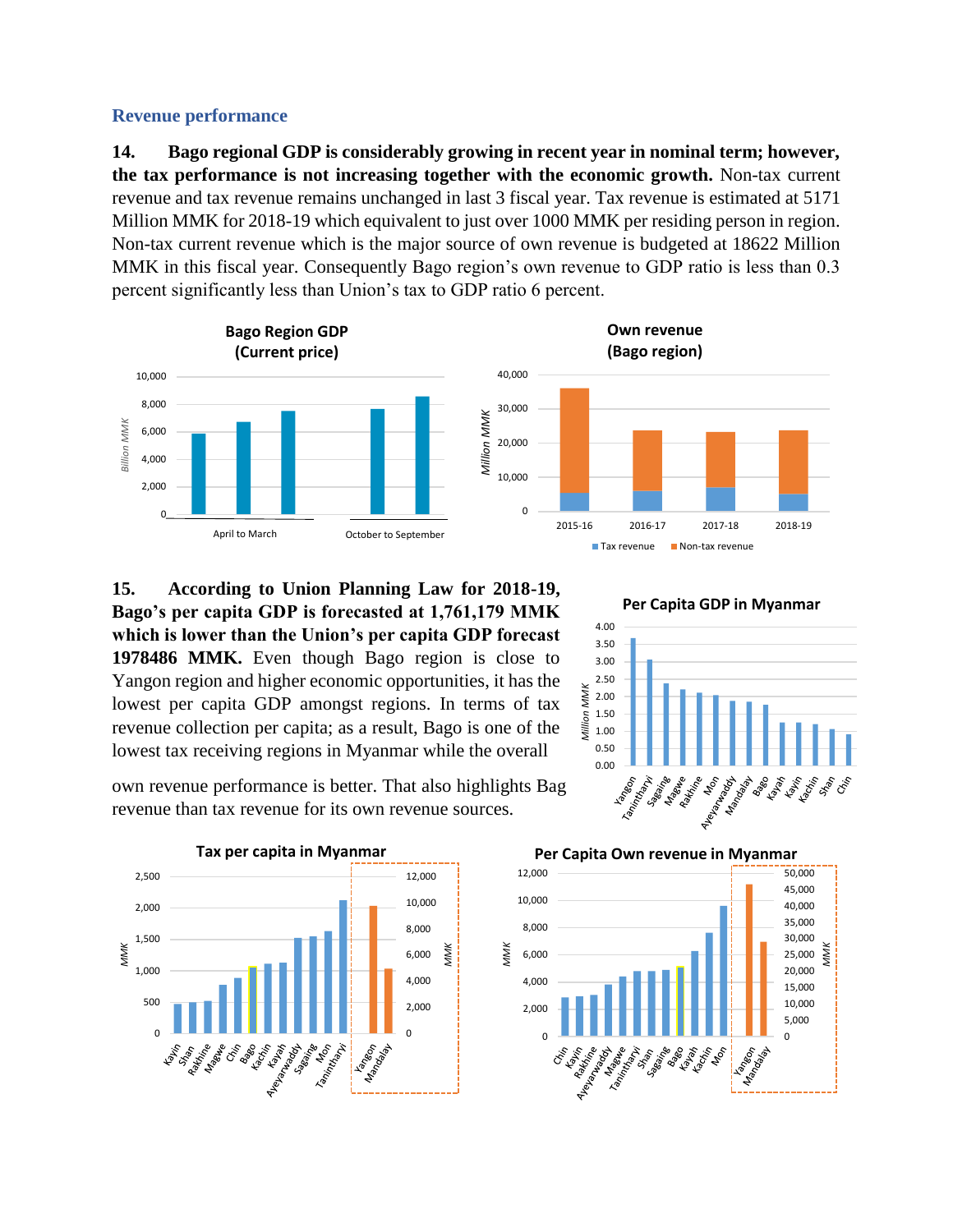### Revenue performance

**14. Bago regional GDP is considerably growing in recent year in nominal term; however, the tax performance is not increasing together with the economic growth.** Non-tax current revenue and tax revenue remains unchanged in last 3 fiscal year. Tax revenue is estimated at 5171 Million MMK for 2018-19 which equivalent to just over 1000 MMK per residing person in region. Non-tax current revenue which is the major source of own revenue is budgeted at 18622 Million MMK in this fiscal year. Consequently Bago region's own revenue to GDP ratio is less than 0.3 percent significantly less than Union's tax to GDP ratio 6 percent.

**15. According to Union Planning Law for 2018-19, Bago's per capita GDP is forecasted at 1,761,179 MMK which is lower than the Union's per capita GDP forecast 1978486 MMK.** Even though Bago region is close to Yangon region and higher economic opportunities, it has the lowest per capita GDP amongst regions. In terms of tax revenue collection per capita; as a result, Bago is one of the lowest tax receiving regions in Myanmar while the overall own revenue performance is better. That also highlights Bag revenue than tax revenue for its own revenue sources.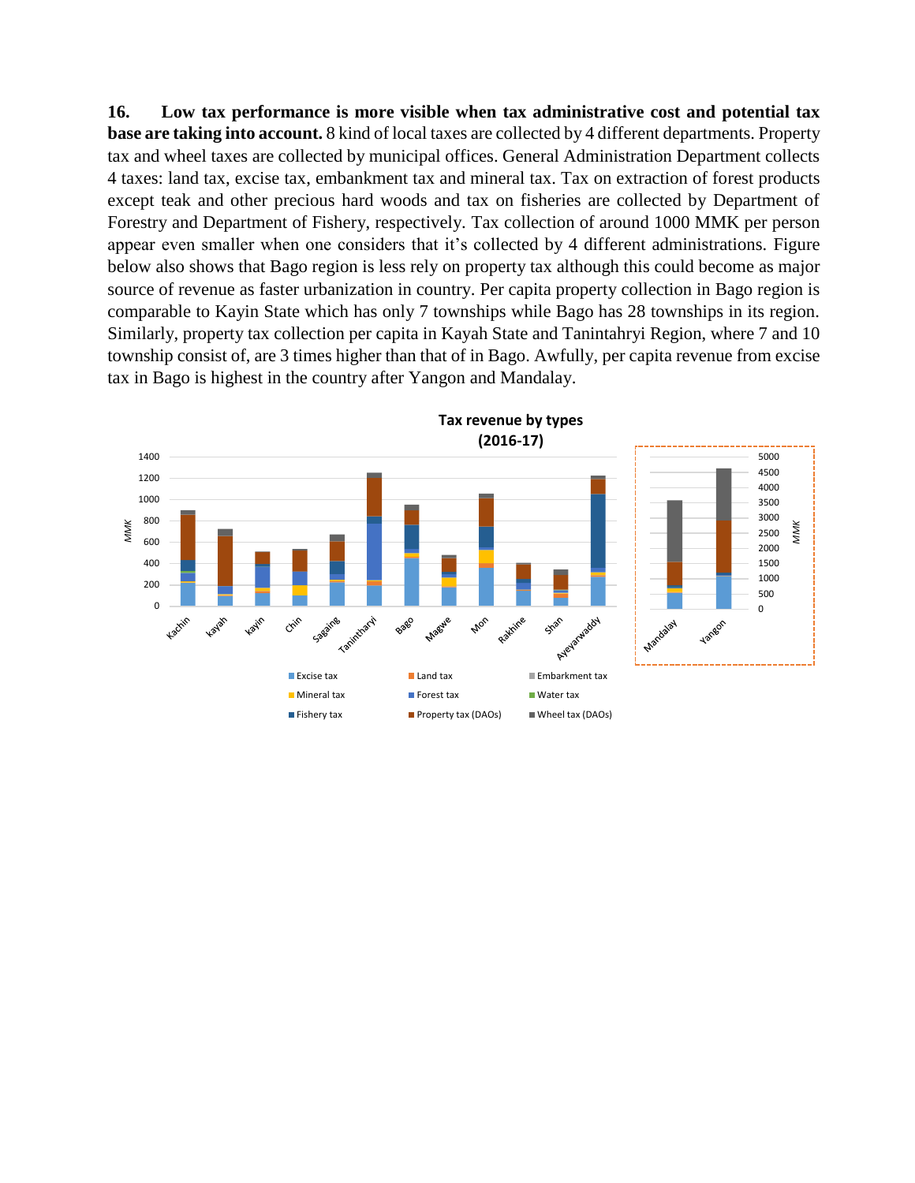**16. Low tax performance is more visible when tax administrative cost and potential tax base are taking into account.** 8 kind of local taxes are collected by 4 different departments. Property tax and wheel taxes are collected by municipal offices. General Administration Department collects 4 taxes: land tax, excise tax, embankment tax and mineral tax. Tax on extraction of forest products except teak and other precious hard woods and tax on fisheries are collected by Department of Forestry and Department of Fishery, respectively. Tax collection of around 1000 MMK per person appear even smaller when one considers that it's collected by 4 different administrations. Figure below also shows that Bago region is less rely on property tax although this could become as major source of revenue as faster urbanization in country. Per capita property collection in Bago region is comparable to Kayin State which has only 7 townships while Bago has 28 townships in its region. Similarly, property tax collection per capita in Kayah State and Tanintahryi Region, where 7 and 10 township consist of, are 3 times higher than that of in Bago. Awfully, per capita revenue from excise tax in Bago is highest in the country after Yangon and Mandalay.

Tax revenue by types
(2016-17)

MMK

1400
1200
1000
800
600
400
200
0

Kachin, kayah, kayin, Chin, Sagaing, Tanintharyi, Bago, Magwe, Mon, Rakhine, Shan, Ayeyarwaddy

MMK

5000
4500
4000
3500
3000
2500
2000
1500
1000
500
0

Mandalay, Yangon

Excise tax
Land tax
Embankment tax
Mineral tax
Forest tax
Water tax
Fishery tax
Property tax (DAOs)
Wheel tax (DAOs)